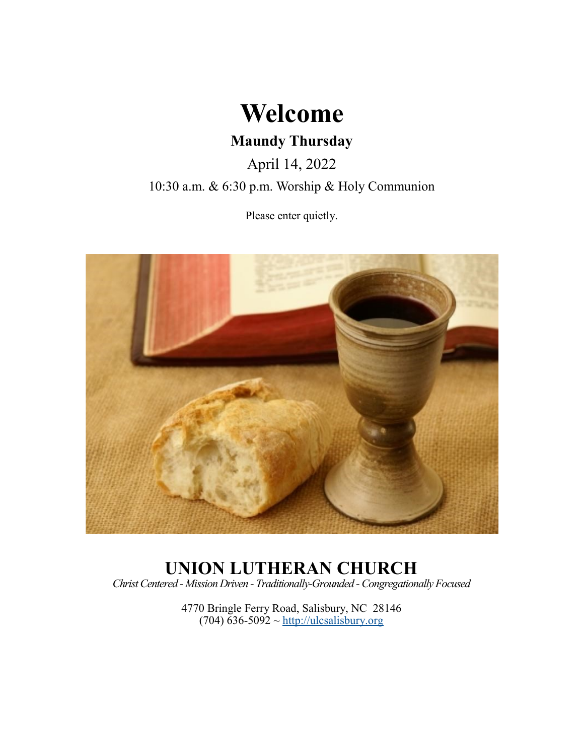# Welcome

## Maundy Thursday

April 14, 2022

10:30 a.m. & 6:30 p.m. Worship & Holy Communion

Please enter quietly.

# UNION LUTHERAN CHURCH

*Christ Centered - Mission Driven - Traditionally-Grounded - Congregationally Focused*

4770 Bringle Ferry Road, Salisbury, NC 28146
(704) 636-5092 ~ http://ulcsalisbury.org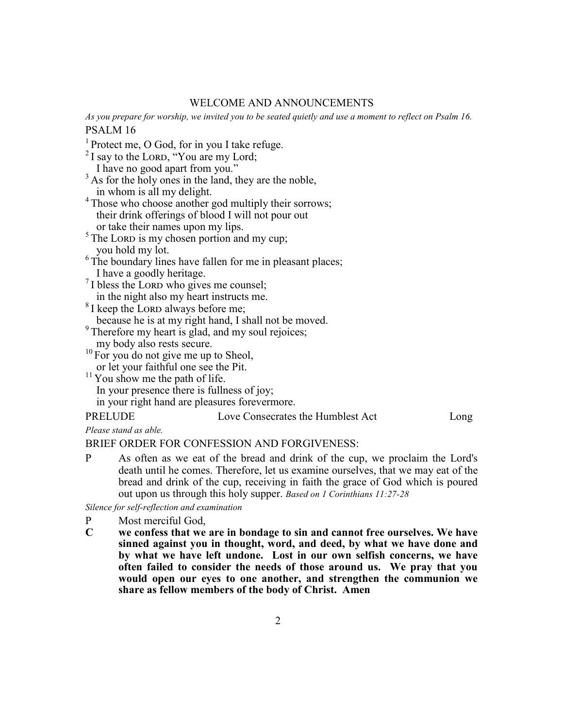## WELCOME AND ANNOUNCEMENTS

*As you prepare for worship, we invited you to be seated quietly and use a moment to reflect on Psalm 16.*

PSALM 16

[1] Protect me, O God, for in you I take refuge.  
[2] I say to the LORD, "You are my Lord;  
  I have no good apart from you."  
[3] As for the holy ones in the land, they are the noble,  
  in whom is all my delight.  
[4] Those who choose another god multiply their sorrows;  
  their drink offerings of blood I will not pour out  
  or take their names upon my lips.  
[5] The LORD is my chosen portion and my cup;  
  you hold my lot.  
[6] The boundary lines have fallen for me in pleasant places;  
  I have a goodly heritage.  
[7] I bless the LORD who gives me counsel;  
  in the night also my heart instructs me.  
[8] I keep the LORD always before me;  
  because he is at my right hand, I shall not be moved.  
[9] Therefore my heart is glad, and my soul rejoices;  
  my body also rests secure.  
[10] For you do not give me up to Sheol,  
  or let your faithful one see the Pit.  
[11] You show me the path of life.  
  In your presence there is fullness of joy;  
  in your right hand are pleasures forevermore.

PRELUDE  Love Consecrates the Humblest Act  Long

*Please stand as able.*

BRIEF ORDER FOR CONFESSION AND FORGIVENESS:

P  As often as we eat of the bread and drink of the cup, we proclaim the Lord's death until he comes. Therefore, let us examine ourselves, that we may eat of the bread and drink of the cup, receiving in faith the grace of God which is poured out upon us through this holy supper. *Based on 1 Corinthians 11:27-28*

*Silence for self-reflection and examination*

P  Most merciful God,

**C  we confess that we are in bondage to sin and cannot free ourselves. We have sinned against you in thought, word, and deed, by what we have done and by what we have left undone. Lost in our own selfish concerns, we have often failed to consider the needs of those around us. We pray that you would open our eyes to one another, and strengthen the communion we share as fellow members of the body of Christ. Amen**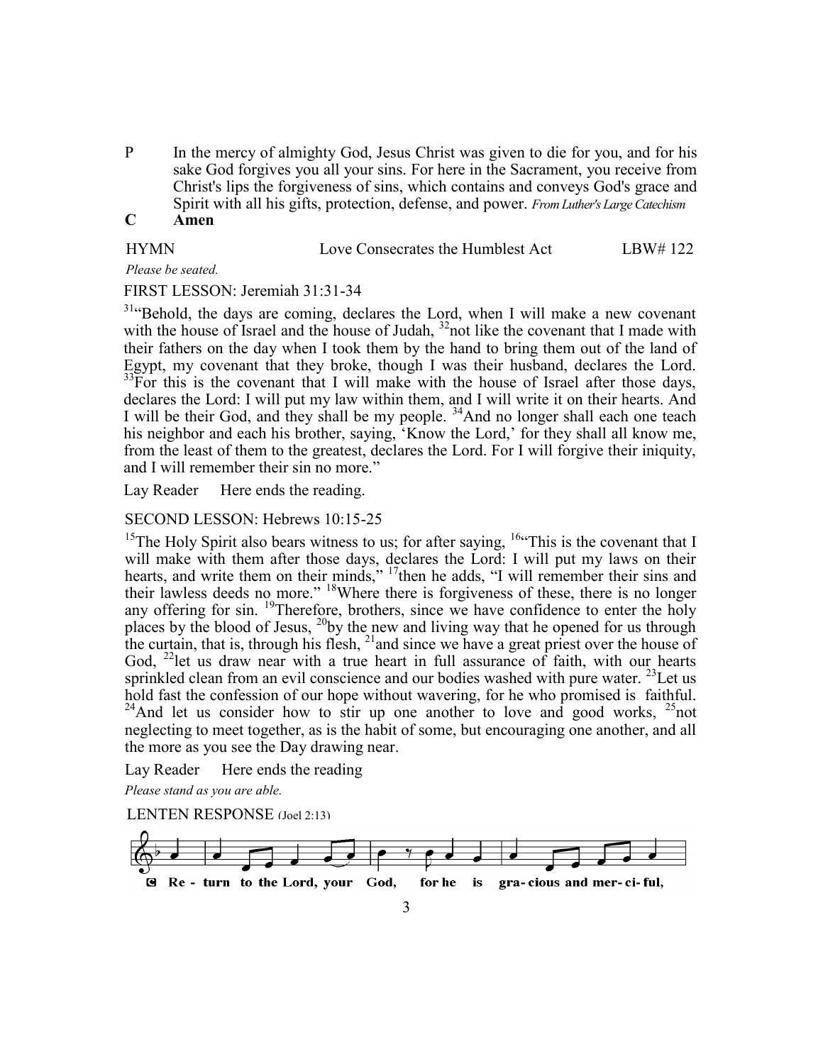P In the mercy of almighty God, Jesus Christ was given to die for you, and for his sake God forgives you all your sins. For here in the Sacrament, you receive from Christ's lips the forgiveness of sins, which contains and conveys God's grace and Spirit with all his gifts, protection, defense, and power. *From Luther's Large Catechism*

**C Amen**

HYMN Love Consecrates the Humblest Act LBW# 122

*Please be seated.*

FIRST LESSON: Jeremiah 31:31-34

[31]"Behold, the days are coming, declares the Lord, when I will make a new covenant with the house of Israel and the house of Judah, [32]not like the covenant that I made with their fathers on the day when I took them by the hand to bring them out of the land of Egypt, my covenant that they broke, though I was their husband, declares the Lord. [33]For this is the covenant that I will make with the house of Israel after those days, declares the Lord: I will put my law within them, and I will write it on their hearts. And I will be their God, and they shall be my people. [34]And no longer shall each one teach his neighbor and each his brother, saying, 'Know the Lord,' for they shall all know me, from the least of them to the greatest, declares the Lord. For I will forgive their iniquity, and I will remember their sin no more."

Lay Reader Here ends the reading.

SECOND LESSON: Hebrews 10:15-25

[15]The Holy Spirit also bears witness to us; for after saying, [16]"This is the covenant that I will make with them after those days, declares the Lord: I will put my laws on their hearts, and write them on their minds," [17]then he adds, "I will remember their sins and their lawless deeds no more." [18]Where there is forgiveness of these, there is no longer any offering for sin. [19]Therefore, brothers, since we have confidence to enter the holy places by the blood of Jesus, [20]by the new and living way that he opened for us through the curtain, that is, through his flesh, [21]and since we have a great priest over the house of God, [22]let us draw near with a true heart in full assurance of faith, with our hearts sprinkled clean from an evil conscience and our bodies washed with pure water. [23]Let us hold fast the confession of our hope without wavering, for he who promised is faithful. [24]And let us consider how to stir up one another to love and good works, [25]not neglecting to meet together, as is the habit of some, but encouraging one another, and all the more as you see the Day drawing near.

Lay Reader Here ends the reading

*Please stand as you are able.*

LENTEN RESPONSE (Joel 2:13)

C Re - turn to the Lord, your God, for he is gra- cious and mer- ci- ful,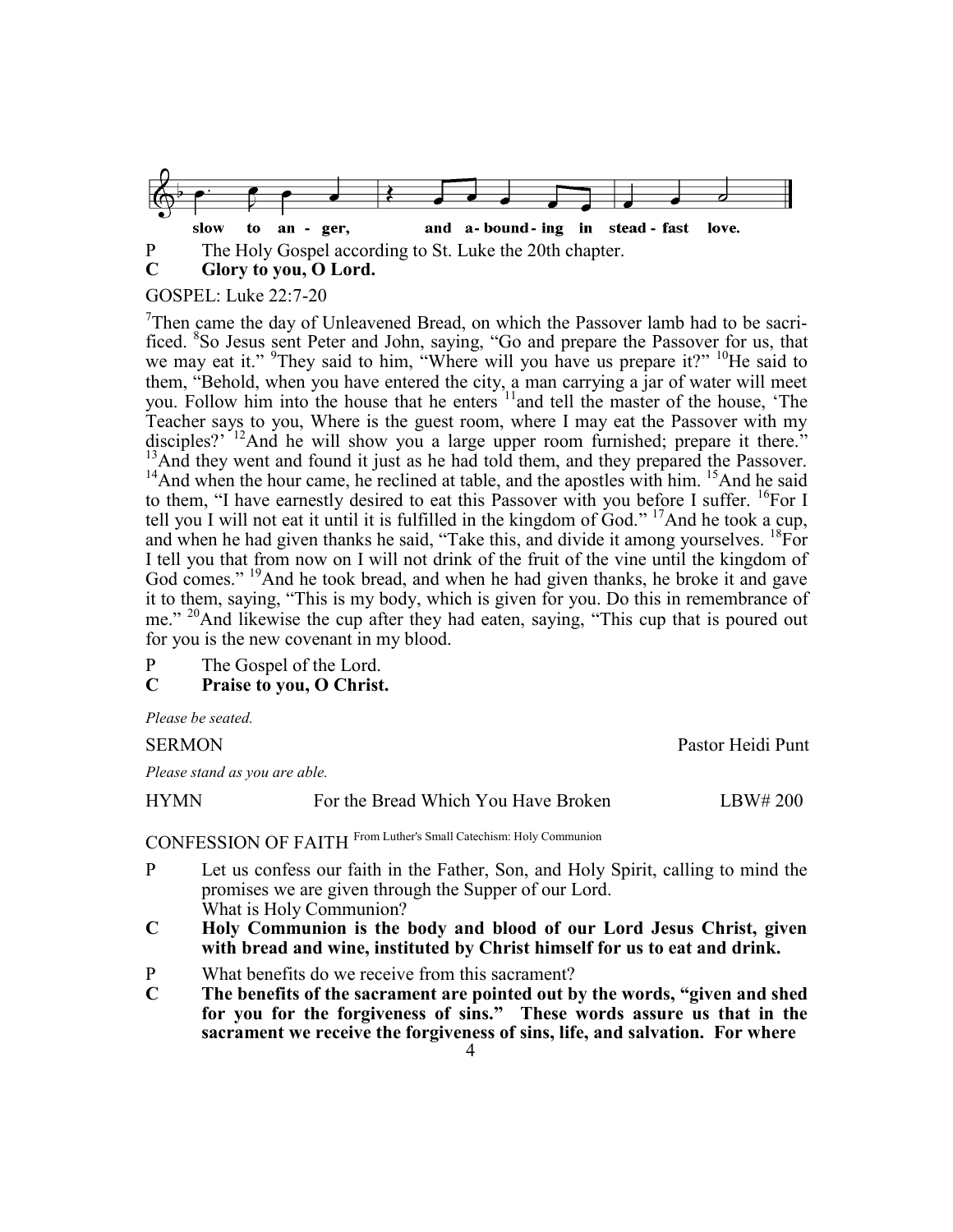slow to an - ger, and a- bound - ing in stead - fast love.

P The Holy Gospel according to St. Luke the 20th chapter.
**C Glory to you, O Lord.**

GOSPEL: Luke 22:7-20

[7]Then came the day of Unleavened Bread, on which the Passover lamb had to be sacrificed. [8]So Jesus sent Peter and John, saying, "Go and prepare the Passover for us, that we may eat it." [9]They said to him, "Where will you have us prepare it?" [10]He said to them, "Behold, when you have entered the city, a man carrying a jar of water will meet you. Follow him into the house that he enters [11]and tell the master of the house, 'The Teacher says to you, Where is the guest room, where I may eat the Passover with my disciples?' [12]And he will show you a large upper room furnished; prepare it there." [13]And they went and found it just as he had told them, and they prepared the Passover. [14]And when the hour came, he reclined at table, and the apostles with him. [15]And he said to them, "I have earnestly desired to eat this Passover with you before I suffer. [16]For I tell you I will not eat it until it is fulfilled in the kingdom of God." [17]And he took a cup, and when he had given thanks he said, "Take this, and divide it among yourselves. [18]For I tell you that from now on I will not drink of the fruit of the vine until the kingdom of God comes." [19]And he took bread, and when he had given thanks, he broke it and gave it to them, saying, "This is my body, which is given for you. Do this in remembrance of me." [20]And likewise the cup after they had eaten, saying, "This cup that is poured out for you is the new covenant in my blood.

P The Gospel of the Lord.
**C Praise to you, O Christ.**

*Please be seated.*

SERMON Pastor Heidi Punt

*Please stand as you are able.*

HYMN For the Bread Which You Have Broken LBW# 200

CONFESSION OF FAITH From Luther's Small Catechism: Holy Communion

P Let us confess our faith in the Father, Son, and Holy Spirit, calling to mind the promises we are given through the Supper of our Lord.
What is Holy Communion?

**C Holy Communion is the body and blood of our Lord Jesus Christ, given with bread and wine, instituted by Christ himself for us to eat and drink.**

P What benefits do we receive from this sacrament?

**C The benefits of the sacrament are pointed out by the words, "given and shed for you for the forgiveness of sins." These words assure us that in the sacrament we receive the forgiveness of sins, life, and salvation. For where**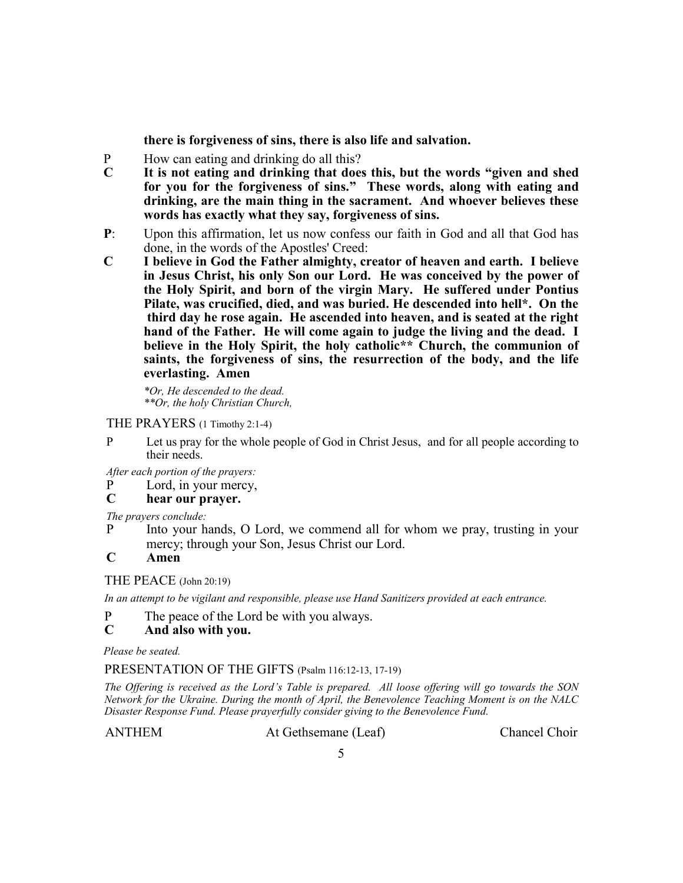**there is forgiveness of sins, there is also life and salvation.**

P How can eating and drinking do all this?

**C It is not eating and drinking that does this, but the words "given and shed for you for the forgiveness of sins." These words, along with eating and drinking, are the main thing in the sacrament. And whoever believes these words has exactly what they say, forgiveness of sins.**

**P**: Upon this affirmation, let us now confess our faith in God and all that God has done, in the words of the Apostles' Creed:

**C I believe in God the Father almighty, creator of heaven and earth. I believe in Jesus Christ, his only Son our Lord. He was conceived by the power of the Holy Spirit, and born of the virgin Mary. He suffered under Pontius Pilate, was crucified, died, and was buried. He descended into hell*. On the third day he rose again. He ascended into heaven, and is seated at the right hand of the Father. He will come again to judge the living and the dead. I believe in the Holy Spirit, the holy catholic** Church, the communion of saints, the forgiveness of sins, the resurrection of the body, and the life everlasting. Amen**

*\*Or, He descended to the dead.*
*\*\*Or, the holy Christian Church,*

THE PRAYERS (1 Timothy 2:1-4)

P Let us pray for the whole people of God in Christ Jesus, and for all people according to their needs.

*After each portion of the prayers:*

P Lord, in your mercy,

**C hear our prayer.**

*The prayers conclude:*

P Into your hands, O Lord, we commend all for whom we pray, trusting in your mercy; through your Son, Jesus Christ our Lord.

**C Amen**

THE PEACE (John 20:19)

*In an attempt to be vigilant and responsible, please use Hand Sanitizers provided at each entrance.*

P The peace of the Lord be with you always.

**C And also with you.**

*Please be seated.*

PRESENTATION OF THE GIFTS (Psalm 116:12-13, 17-19)

*The Offering is received as the Lord's Table is prepared. All loose offering will go towards the SON Network for the Ukraine. During the month of April, the Benevolence Teaching Moment is on the NALC Disaster Response Fund. Please prayerfully consider giving to the Benevolence Fund.*

ANTHEM At Gethsemane (Leaf) Chancel Choir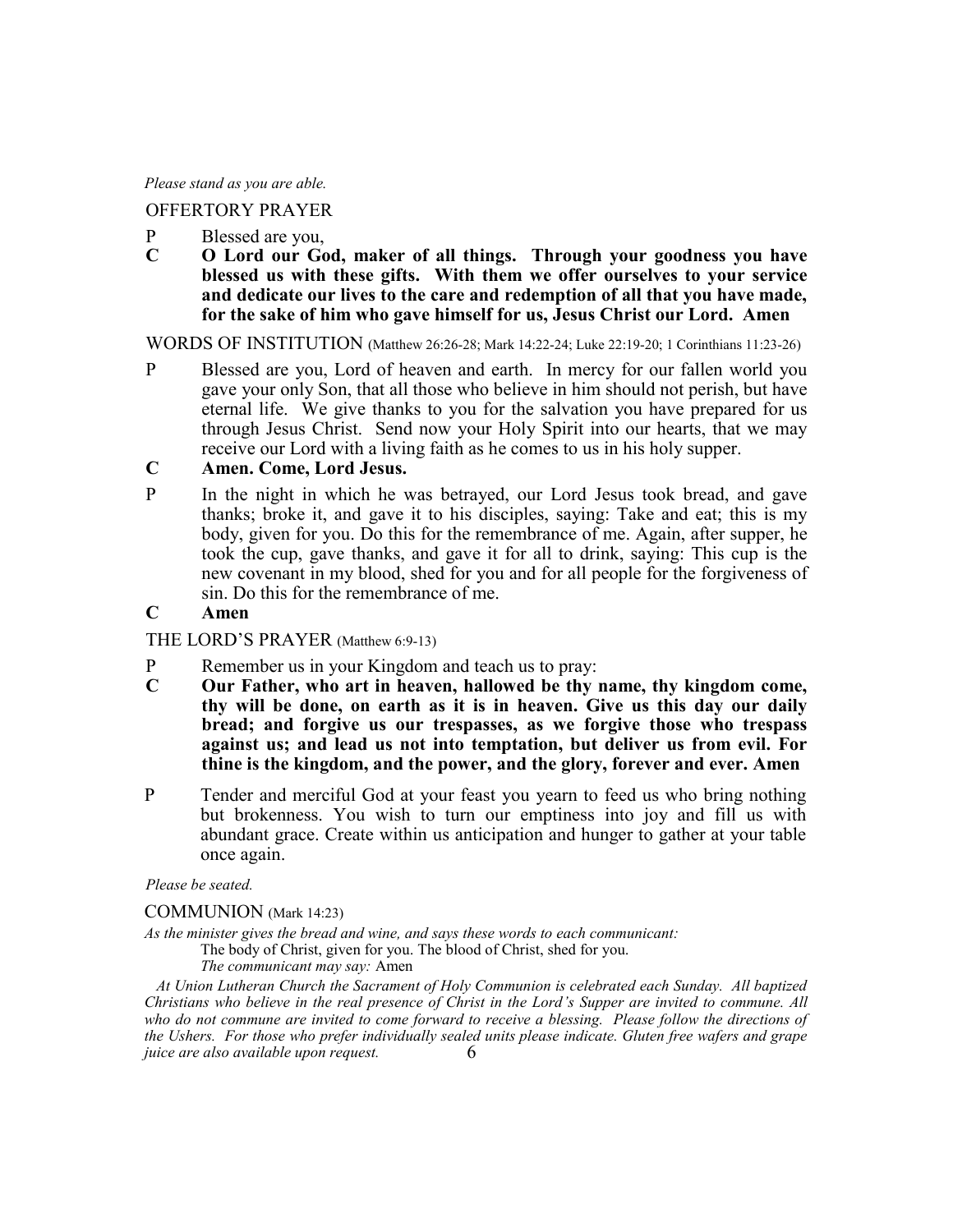*Please stand as you are able.*

## OFFERTORY PRAYER

P Blessed are you,

**C O Lord our God, maker of all things. Through your goodness you have blessed us with these gifts. With them we offer ourselves to your service and dedicate our lives to the care and redemption of all that you have made, for the sake of him who gave himself for us, Jesus Christ our Lord. Amen**

## WORDS OF INSTITUTION (Matthew 26:26-28; Mark 14:22-24; Luke 22:19-20; 1 Corinthians 11:23-26)

P Blessed are you, Lord of heaven and earth. In mercy for our fallen world you gave your only Son, that all those who believe in him should not perish, but have eternal life. We give thanks to you for the salvation you have prepared for us through Jesus Christ. Send now your Holy Spirit into our hearts, that we may receive our Lord with a living faith as he comes to us in his holy supper.

**C Amen. Come, Lord Jesus.**

P In the night in which he was betrayed, our Lord Jesus took bread, and gave thanks; broke it, and gave it to his disciples, saying: Take and eat; this is my body, given for you. Do this for the remembrance of me. Again, after supper, he took the cup, gave thanks, and gave it for all to drink, saying: This cup is the new covenant in my blood, shed for you and for all people for the forgiveness of sin. Do this for the remembrance of me.

**C Amen**

## THE LORD'S PRAYER (Matthew 6:9-13)

P Remember us in your Kingdom and teach us to pray:

**C Our Father, who art in heaven, hallowed be thy name, thy kingdom come, thy will be done, on earth as it is in heaven. Give us this day our daily bread; and forgive us our trespasses, as we forgive those who trespass against us; and lead us not into temptation, but deliver us from evil. For thine is the kingdom, and the power, and the glory, forever and ever. Amen**

P Tender and merciful God at your feast you yearn to feed us who bring nothing but brokenness. You wish to turn our emptiness into joy and fill us with abundant grace. Create within us anticipation and hunger to gather at your table once again.

*Please be seated.*

## COMMUNION (Mark 14:23)

*As the minister gives the bread and wine, and says these words to each communicant:*

The body of Christ, given for you. The blood of Christ, shed for you.

*The communicant may say:* Amen

*At Union Lutheran Church the Sacrament of Holy Communion is celebrated each Sunday. All baptized Christians who believe in the real presence of Christ in the Lord's Supper are invited to commune. All who do not commune are invited to come forward to receive a blessing. Please follow the directions of the Ushers. For those who prefer individually sealed units please indicate. Gluten free wafers and grape juice are also available upon request.*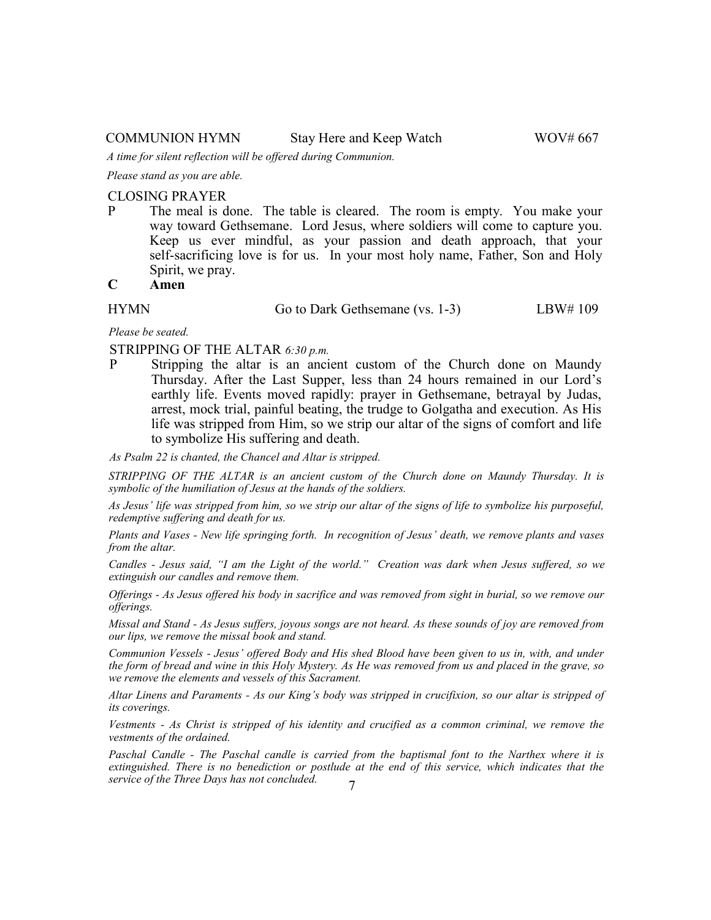COMMUNION HYMN    Stay Here and Keep Watch    WOV# 667

*A time for silent reflection will be offered during Communion.*

*Please stand as you are able.*

CLOSING PRAYER

P The meal is done. The table is cleared. The room is empty. You make your way toward Gethsemane. Lord Jesus, where soldiers will come to capture you. Keep us ever mindful, as your passion and death approach, that your self-sacrificing love is for us. In your most holy name, Father, Son and Holy Spirit, we pray.

**C Amen**

HYMN    Go to Dark Gethsemane (vs. 1-3)    LBW# 109

*Please be seated.*

STRIPPING OF THE ALTAR *6:30 p.m.*

P Stripping the altar is an ancient custom of the Church done on Maundy Thursday. After the Last Supper, less than 24 hours remained in our Lord's earthly life. Events moved rapidly: prayer in Gethsemane, betrayal by Judas, arrest, mock trial, painful beating, the trudge to Golgatha and execution. As His life was stripped from Him, so we strip our altar of the signs of comfort and life to symbolize His suffering and death.

*As Psalm 22 is chanted, the Chancel and Altar is stripped.*

*STRIPPING OF THE ALTAR is an ancient custom of the Church done on Maundy Thursday. It is symbolic of the humiliation of Jesus at the hands of the soldiers.*

*As Jesus' life was stripped from him, so we strip our altar of the signs of life to symbolize his purposeful, redemptive suffering and death for us.*

*Plants and Vases - New life springing forth. In recognition of Jesus' death, we remove plants and vases from the altar.*

*Candles - Jesus said, "I am the Light of the world." Creation was dark when Jesus suffered, so we extinguish our candles and remove them.*

*Offerings - As Jesus offered his body in sacrifice and was removed from sight in burial, so we remove our offerings.*

*Missal and Stand - As Jesus suffers, joyous songs are not heard. As these sounds of joy are removed from our lips, we remove the missal book and stand.*

*Communion Vessels - Jesus' offered Body and His shed Blood have been given to us in, with, and under the form of bread and wine in this Holy Mystery. As He was removed from us and placed in the grave, so we remove the elements and vessels of this Sacrament.*

*Altar Linens and Paraments - As our King's body was stripped in crucifixion, so our altar is stripped of its coverings.*

*Vestments - As Christ is stripped of his identity and crucified as a common criminal, we remove the vestments of the ordained.*

*Paschal Candle - The Paschal candle is carried from the baptismal font to the Narthex where it is extinguished. There is no benediction or postlude at the end of this service, which indicates that the service of the Three Days has not concluded.*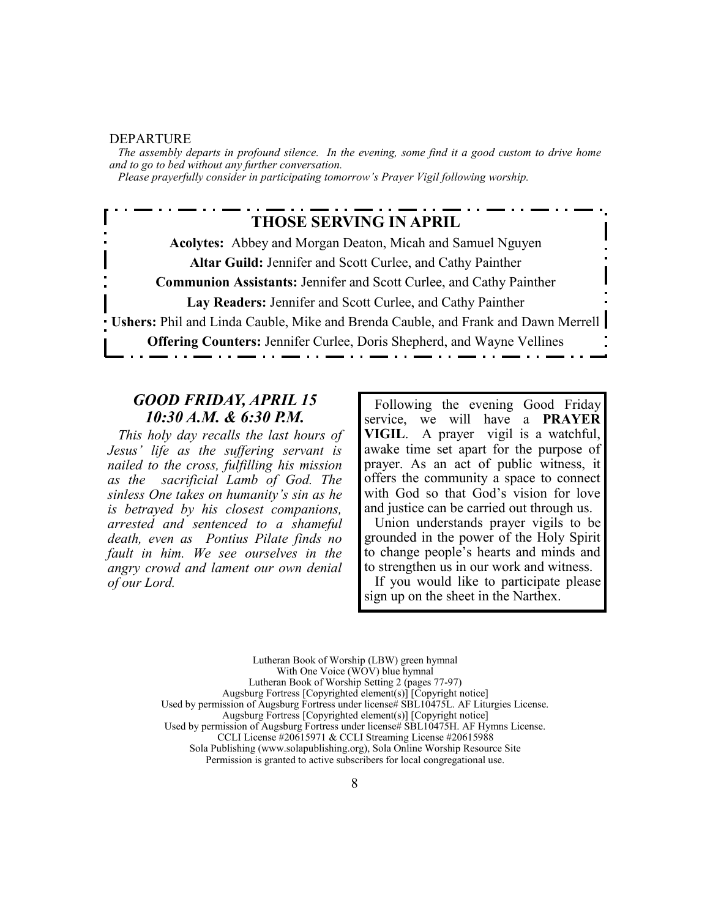DEPARTURE

*The assembly departs in profound silence. In the evening, some find it a good custom to drive home and to go to bed without any further conversation.*

*Please prayerfully consider in participating tomorrow's Prayer Vigil following worship.*

## THOSE SERVING IN APRIL

**Acolytes:** Abbey and Morgan Deaton, Micah and Samuel Nguyen

**Altar Guild:** Jennifer and Scott Curlee, and Cathy Painther

**Communion Assistants:** Jennifer and Scott Curlee, and Cathy Painther

**Lay Readers:** Jennifer and Scott Curlee, and Cathy Painther

**Ushers:** Phil and Linda Cauble, Mike and Brenda Cauble, and Frank and Dawn Merrell

**Offering Counters:** Jennifer Curlee, Doris Shepherd, and Wayne Vellines

### *GOOD FRIDAY, APRIL 15*
### *10:30 A.M. & 6:30 P.M.*

*This holy day recalls the last hours of Jesus' life as the suffering servant is nailed to the cross, fulfilling his mission as the sacrificial Lamb of God. The sinless One takes on humanity's sin as he is betrayed by his closest companions, arrested and sentenced to a shameful death, even as Pontius Pilate finds no fault in him. We see ourselves in the angry crowd and lament our own denial of our Lord.*

Following the evening Good Friday service, we will have a **PRAYER VIGIL**. A prayer vigil is a watchful, awake time set apart for the purpose of prayer. As an act of public witness, it offers the community a space to connect with God so that God's vision for love and justice can be carried out through us.

Union understands prayer vigils to be grounded in the power of the Holy Spirit to change people's hearts and minds and to strengthen us in our work and witness.

If you would like to participate please sign up on the sheet in the Narthex.

Lutheran Book of Worship (LBW) green hymnal
With One Voice (WOV) blue hymnal
Lutheran Book of Worship Setting 2 (pages 77-97)
Augsburg Fortress [Copyrighted element(s)] [Copyright notice]
Used by permission of Augsburg Fortress under license# SBL10475L. AF Liturgies License.
Augsburg Fortress [Copyrighted element(s)] [Copyright notice]
Used by permission of Augsburg Fortress under license# SBL10475H. AF Hymns License.
CCLI License #20615971 & CCLI Streaming License #20615988
Sola Publishing (www.solapublishing.org), Sola Online Worship Resource Site
Permission is granted to active subscribers for local congregational use.